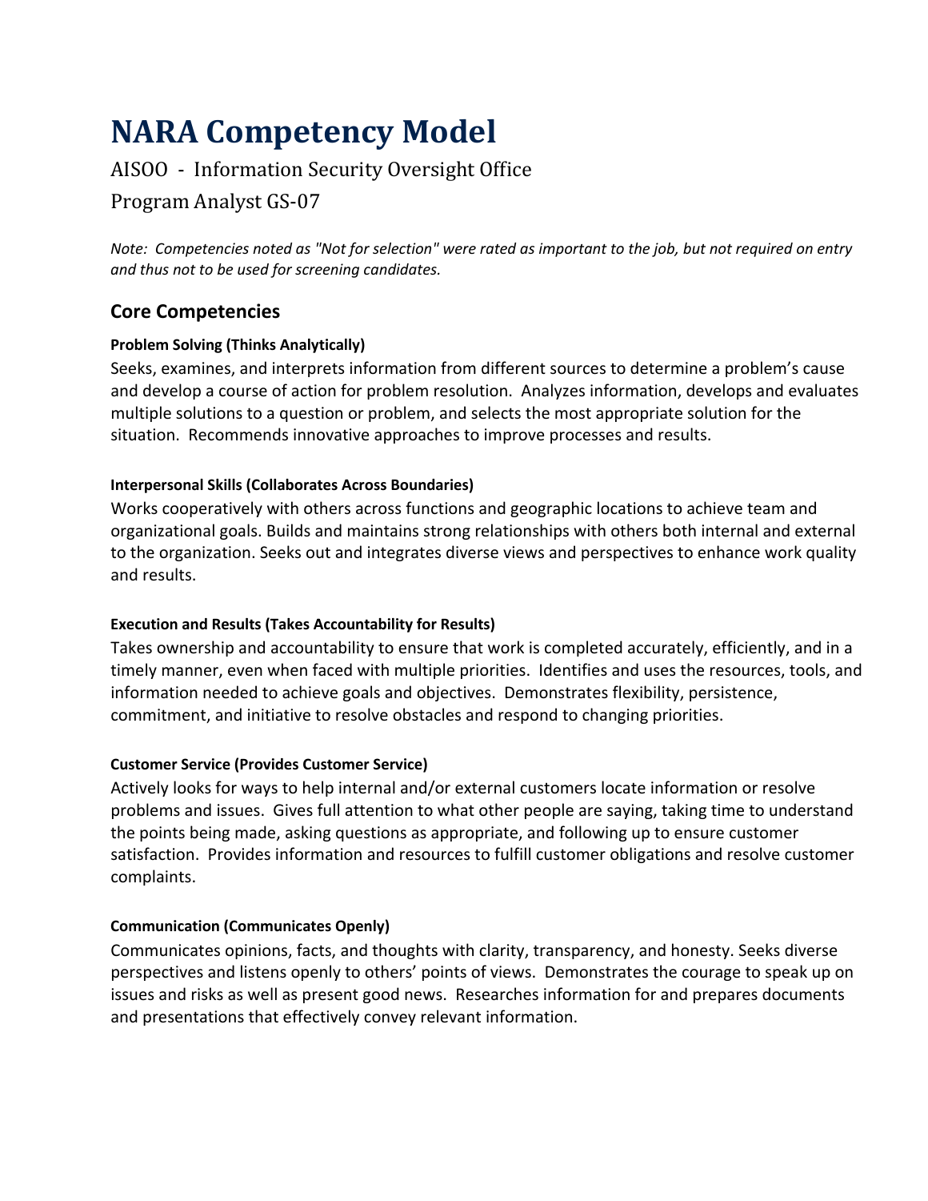# NARA Competency Model

AISOO - Information Security Oversight Office

Program Analyst GS-07

*Note: Competencies noted as "Not for selection" were rated as important to the job, but not required on entry and thus not to be used for screening candidates.*

## Core Competencies

#### Problem Solving (Thinks Analytically)

Seeks, examines, and interprets information from different sources to determine a problem's cause and develop a course of action for problem resolution. Analyzes information, develops and evaluates multiple solutions to a question or problem, and selects the most appropriate solution for the situation. Recommends innovative approaches to improve processes and results.

#### Interpersonal Skills (Collaborates Across Boundaries)

Works cooperatively with others across functions and geographic locations to achieve team and organizational goals. Builds and maintains strong relationships with others both internal and external to the organization. Seeks out and integrates diverse views and perspectives to enhance work quality and results.

#### Execution and Results (Takes Accountability for Results)

Takes ownership and accountability to ensure that work is completed accurately, efficiently, and in a timely manner, even when faced with multiple priorities. Identifies and uses the resources, tools, and information needed to achieve goals and objectives. Demonstrates flexibility, persistence, commitment, and initiative to resolve obstacles and respond to changing priorities.

#### Customer Service (Provides Customer Service)

Actively looks for ways to help internal and/or external customers locate information or resolve problems and issues. Gives full attention to what other people are saying, taking time to understand the points being made, asking questions as appropriate, and following up to ensure customer satisfaction. Provides information and resources to fulfill customer obligations and resolve customer complaints.

#### Communication (Communicates Openly)

Communicates opinions, facts, and thoughts with clarity, transparency, and honesty. Seeks diverse perspectives and listens openly to others' points of views. Demonstrates the courage to speak up on issues and risks as well as present good news. Researches information for and prepares documents and presentations that effectively convey relevant information.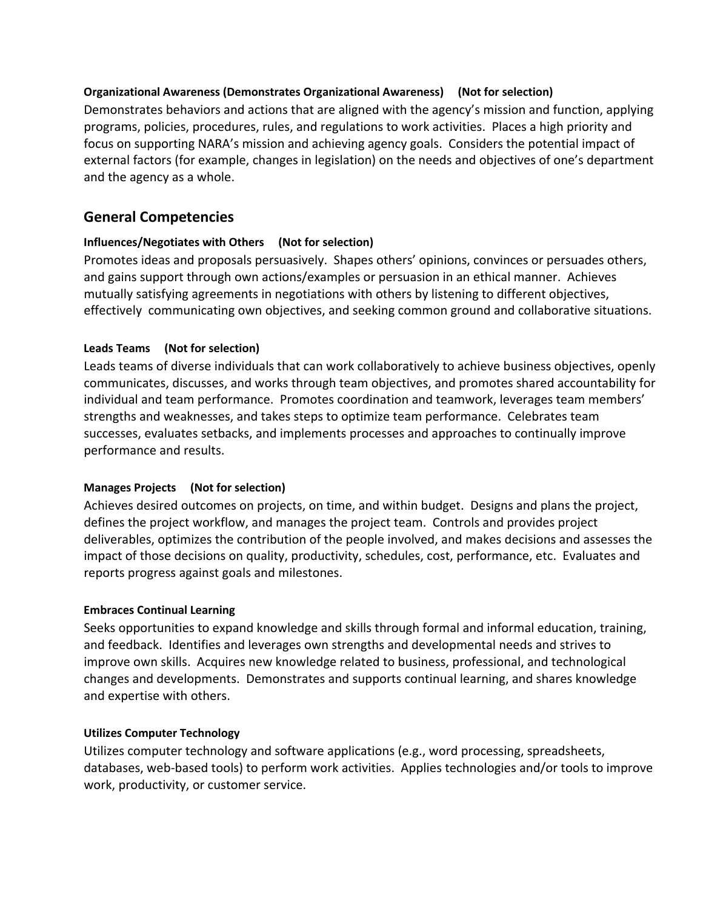**Organizational Awareness (Demonstrates Organizational Awareness) (Not for selection)**

Demonstrates behaviors and actions that are aligned with the agency's mission and function, applying programs, policies, procedures, rules, and regulations to work activities. Places a high priority and focus on supporting NARA's mission and achieving agency goals. Considers the potential impact of external factors (for example, changes in legislation) on the needs and objectives of one's department and the agency as a whole.

## General Competencies

**Influences/Negotiates with Others (Not for selection)**

Promotes ideas and proposals persuasively. Shapes others' opinions, convinces or persuades others, and gains support through own actions/examples or persuasion in an ethical manner. Achieves mutually satisfying agreements in negotiations with others by listening to different objectives, effectively communicating own objectives, and seeking common ground and collaborative situations.

**Leads Teams (Not for selection)**

Leads teams of diverse individuals that can work collaboratively to achieve business objectives, openly communicates, discusses, and works through team objectives, and promotes shared accountability for individual and team performance. Promotes coordination and teamwork, leverages team members' strengths and weaknesses, and takes steps to optimize team performance. Celebrates team successes, evaluates setbacks, and implements processes and approaches to continually improve performance and results.

**Manages Projects (Not for selection)**

Achieves desired outcomes on projects, on time, and within budget. Designs and plans the project, defines the project workflow, and manages the project team. Controls and provides project deliverables, optimizes the contribution of the people involved, and makes decisions and assesses the impact of those decisions on quality, productivity, schedules, cost, performance, etc. Evaluates and reports progress against goals and milestones.

**Embraces Continual Learning**

Seeks opportunities to expand knowledge and skills through formal and informal education, training, and feedback. Identifies and leverages own strengths and developmental needs and strives to improve own skills. Acquires new knowledge related to business, professional, and technological changes and developments. Demonstrates and supports continual learning, and shares knowledge and expertise with others.

**Utilizes Computer Technology**

Utilizes computer technology and software applications (e.g., word processing, spreadsheets, databases, web-based tools) to perform work activities. Applies technologies and/or tools to improve work, productivity, or customer service.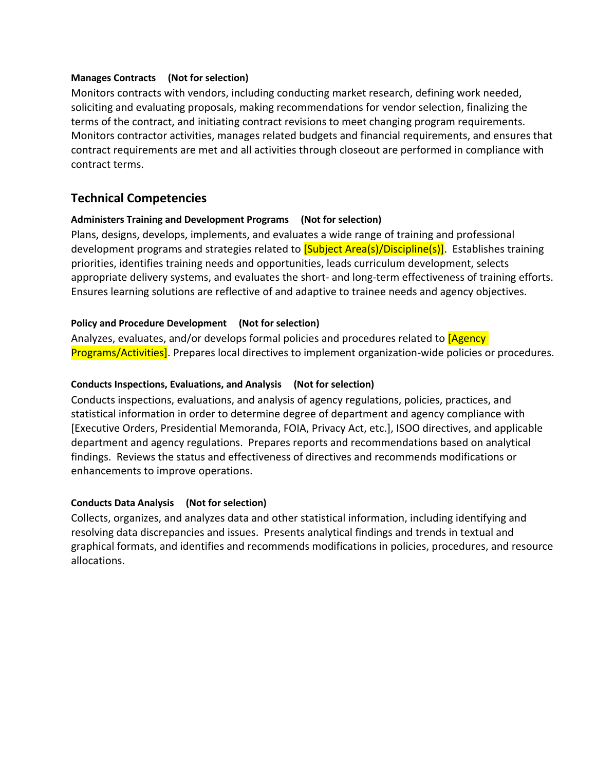**Manages Contracts (Not for selection)**

Monitors contracts with vendors, including conducting market research, defining work needed, soliciting and evaluating proposals, making recommendations for vendor selection, finalizing the terms of the contract, and initiating contract revisions to meet changing program requirements. Monitors contractor activities, manages related budgets and financial requirements, and ensures that contract requirements are met and all activities through closeout are performed in compliance with contract terms.

## Technical Competencies

**Administers Training and Development Programs (Not for selection)**

Plans, designs, develops, implements, and evaluates a wide range of training and professional development programs and strategies related to [Subject Area(s)/Discipline(s)]. Establishes training priorities, identifies training needs and opportunities, leads curriculum development, selects appropriate delivery systems, and evaluates the short- and long-term effectiveness of training efforts. Ensures learning solutions are reflective of and adaptive to trainee needs and agency objectives.

**Policy and Procedure Development (Not for selection)**

Analyzes, evaluates, and/or develops formal policies and procedures related to [Agency Programs/Activities]. Prepares local directives to implement organization-wide policies or procedures.

**Conducts Inspections, Evaluations, and Analysis (Not for selection)**

Conducts inspections, evaluations, and analysis of agency regulations, policies, practices, and statistical information in order to determine degree of department and agency compliance with [Executive Orders, Presidential Memoranda, FOIA, Privacy Act, etc.], ISOO directives, and applicable department and agency regulations. Prepares reports and recommendations based on analytical findings. Reviews the status and effectiveness of directives and recommends modifications or enhancements to improve operations.

**Conducts Data Analysis (Not for selection)**

Collects, organizes, and analyzes data and other statistical information, including identifying and resolving data discrepancies and issues. Presents analytical findings and trends in textual and graphical formats, and identifies and recommends modifications in policies, procedures, and resource allocations.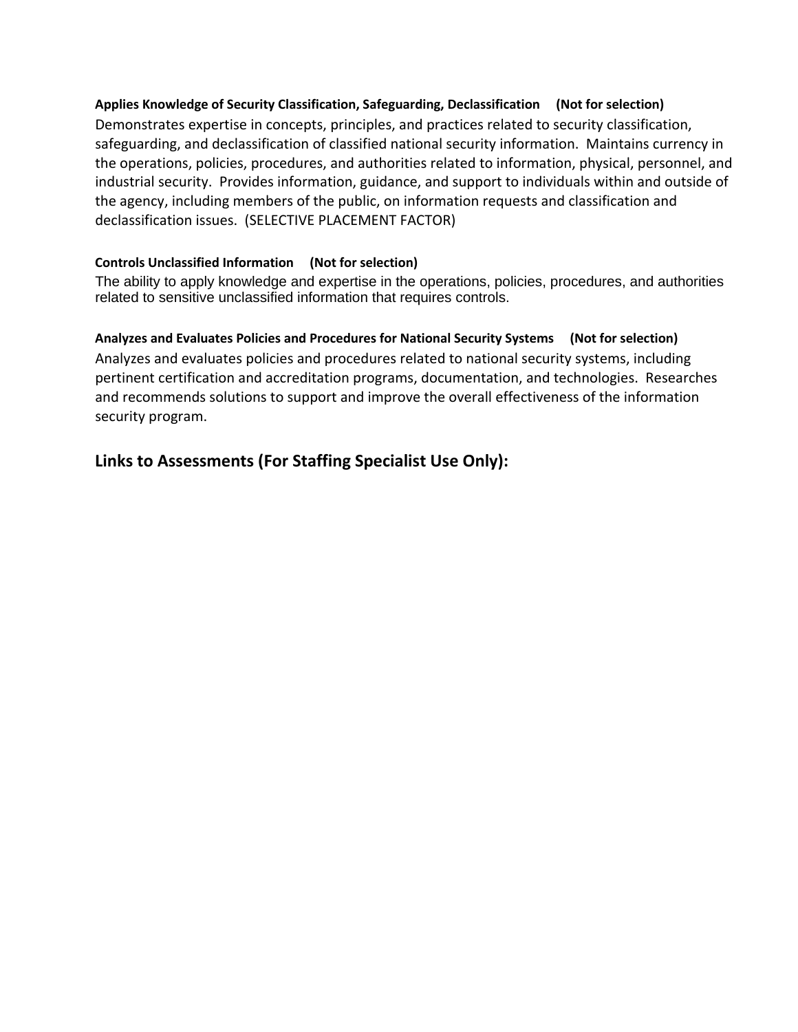**Applies Knowledge of Security Classification, Safeguarding, Declassification (Not for selection)**
Demonstrates expertise in concepts, principles, and practices related to security classification, safeguarding, and declassification of classified national security information. Maintains currency in the operations, policies, procedures, and authorities related to information, physical, personnel, and industrial security. Provides information, guidance, and support to individuals within and outside of the agency, including members of the public, on information requests and classification and declassification issues. (SELECTIVE PLACEMENT FACTOR)

**Controls Unclassified Information (Not for selection)**
The ability to apply knowledge and expertise in the operations, policies, procedures, and authorities related to sensitive unclassified information that requires controls.

**Analyzes and Evaluates Policies and Procedures for National Security Systems (Not for selection)**
Analyzes and evaluates policies and procedures related to national security systems, including pertinent certification and accreditation programs, documentation, and technologies. Researches and recommends solutions to support and improve the overall effectiveness of the information security program.

## Links to Assessments (For Staffing Specialist Use Only):